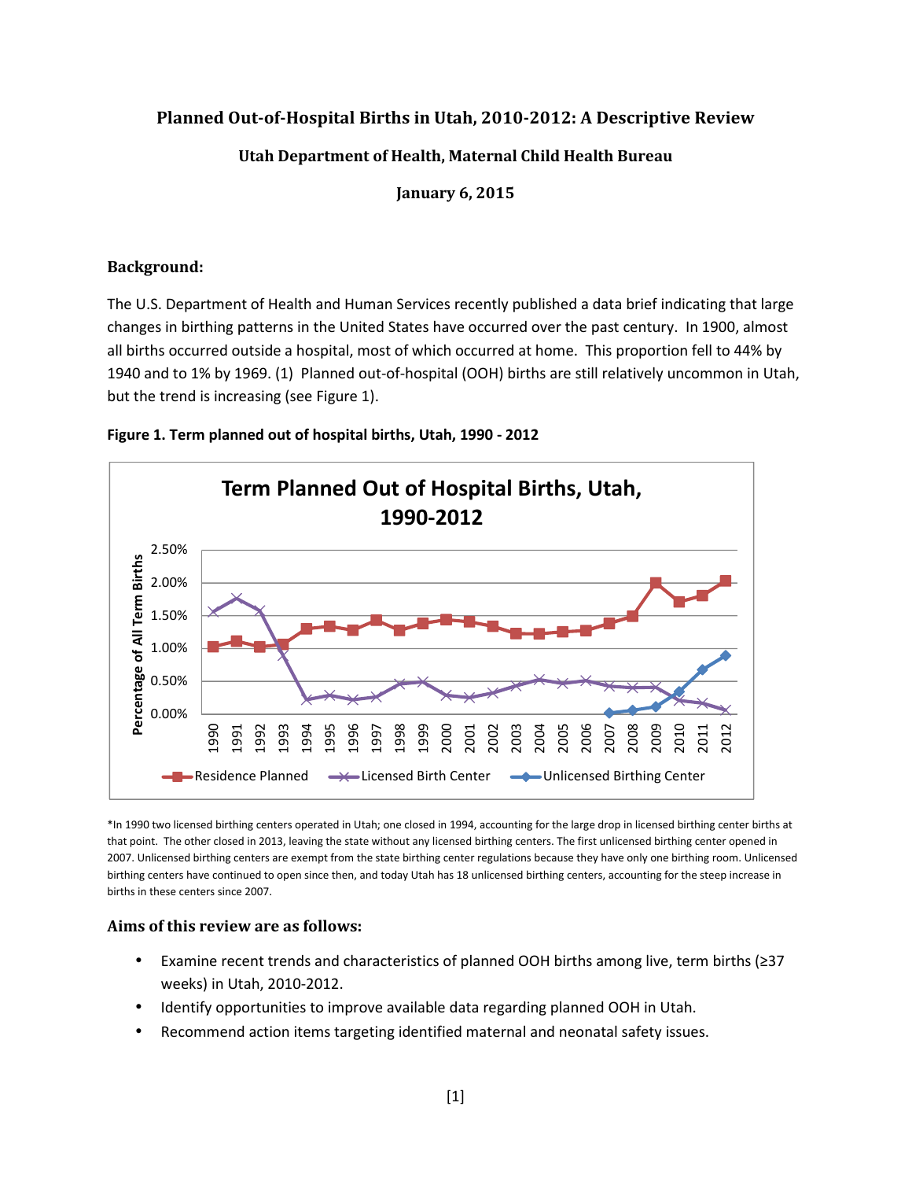# Planned Out-of-Hospital Births in Utah, 2010-2012: A Descriptive Review

**Utah Department of Health, Maternal Child Health Bureau**

**January 6, 2015**

## Background:

The U.S. Department of Health and Human Services recently published a data brief indicating that large changes in birthing patterns in the United States have occurred over the past century. In 1900, almost all births occurred outside a hospital, most of which occurred at home. This proportion fell to 44% by 1940 and to 1% by 1969. (1) Planned out-of-hospital (OOH) births are still relatively uncommon in Utah, but the trend is increasing (see Figure 1).

**Figure 1. Term planned out of hospital births, Utah, 1990 - 2012**

*In 1990 two licensed birthing centers operated in Utah; one closed in 1994, accounting for the large drop in licensed birthing center births at that point. The other closed in 2013, leaving the state without any licensed birthing centers. The first unlicensed birthing center opened in 2007. Unlicensed birthing centers are exempt from the state birthing center regulations because they have only one birthing room. Unlicensed birthing centers have continued to open since then, and today Utah has 18 unlicensed birthing centers, accounting for the steep increase in births in these centers since 2007.

## Aims of this review are as follows:

- Examine recent trends and characteristics of planned OOH births among live, term births (≥37 weeks) in Utah, 2010-2012.
- Identify opportunities to improve available data regarding planned OOH in Utah.
- Recommend action items targeting identified maternal and neonatal safety issues.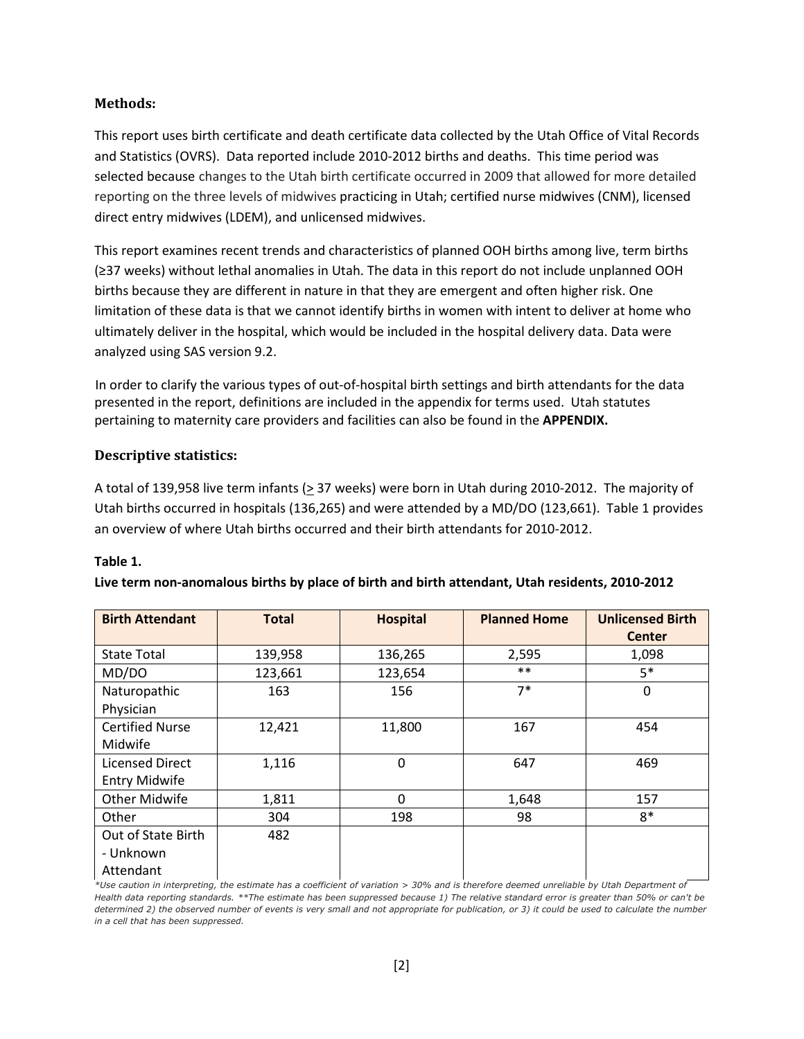### Methods:

This report uses birth certificate and death certificate data collected by the Utah Office of Vital Records and Statistics (OVRS). Data reported include 2010-2012 births and deaths. This time period was selected because changes to the Utah birth certificate occurred in 2009 that allowed for more detailed reporting on the three levels of midwives practicing in Utah; certified nurse midwives (CNM), licensed direct entry midwives (LDEM), and unlicensed midwives.

This report examines recent trends and characteristics of planned OOH births among live, term births (≥37 weeks) without lethal anomalies in Utah. The data in this report do not include unplanned OOH births because they are different in nature in that they are emergent and often higher risk. One limitation of these data is that we cannot identify births in women with intent to deliver at home who ultimately deliver in the hospital, which would be included in the hospital delivery data. Data were analyzed using SAS version 9.2.

In order to clarify the various types of out-of-hospital birth settings and birth attendants for the data presented in the report, definitions are included in the appendix for terms used. Utah statutes pertaining to maternity care providers and facilities can also be found in the **APPENDIX.**

### Descriptive statistics:

A total of 139,958 live term infants (≥ 37 weeks) were born in Utah during 2010-2012. The majority of Utah births occurred in hospitals (136,265) and were attended by a MD/DO (123,661). Table 1 provides an overview of where Utah births occurred and their birth attendants for 2010-2012.

**Table 1.**

**Live term non-anomalous births by place of birth and birth attendant, Utah residents, 2010-2012**

| Birth Attendant | Total | Hospital | Planned Home | Unlicensed Birth Center |
|---|---|---|---|---|
| State Total | 139,958 | 136,265 | 2,595 | 1,098 |
| MD/DO | 123,661 | 123,654 | ** | 5* |
| Naturopathic Physician | 163 | 156 | 7* | 0 |
| Certified Nurse Midwife | 12,421 | 11,800 | 167 | 454 |
| Licensed Direct Entry Midwife | 1,116 | 0 | 647 | 469 |
| Other Midwife | 1,811 | 0 | 1,648 | 157 |
| Other | 304 | 198 | 98 | 8* |
| Out of State Birth - Unknown Attendant | 482 | | | |

*\*Use caution in interpreting, the estimate has a coefficient of variation > 30% and is therefore deemed unreliable by Utah Department of Health data reporting standards. \*\*The estimate has been suppressed because 1) The relative standard error is greater than 50% or can't be determined 2) the observed number of events is very small and not appropriate for publication, or 3) it could be used to calculate the number in a cell that has been suppressed.*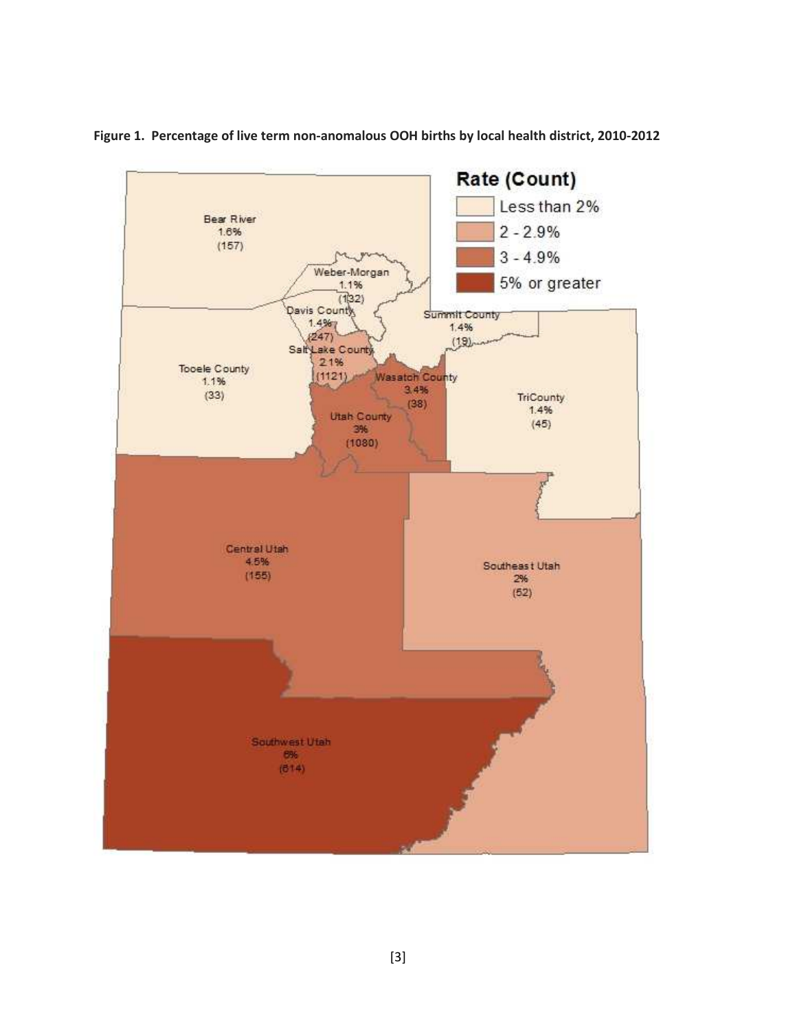**Figure 1. Percentage of live term non-anomalous OOH births by local health district, 2010-2012**

Rate (Count)

- Less than 2%
- 2 - 2.9%
- 3 - 4.9%
- 5% or greater

| Local Health District | Rate | Count |
| --- | --- | --- |
| Bear River | 1.6% | 157 |
| Weber-Morgan | 1.1% | 132 |
| Davis County | 1.4% | 247 |
| Summit County | 1.4% | 19 |
| Salt Lake County | 2.1% | 1121 |
| Tooele County | 1.1% | 33 |
| Wasatch County | 3.4% | 38 |
| Utah County | 3% | 1080 |
| TriCounty | 1.4% | 45 |
| Central Utah | 4.5% | 155 |
| Southeast Utah | 2% | 52 |
| Southwest Utah | 6% | 614 |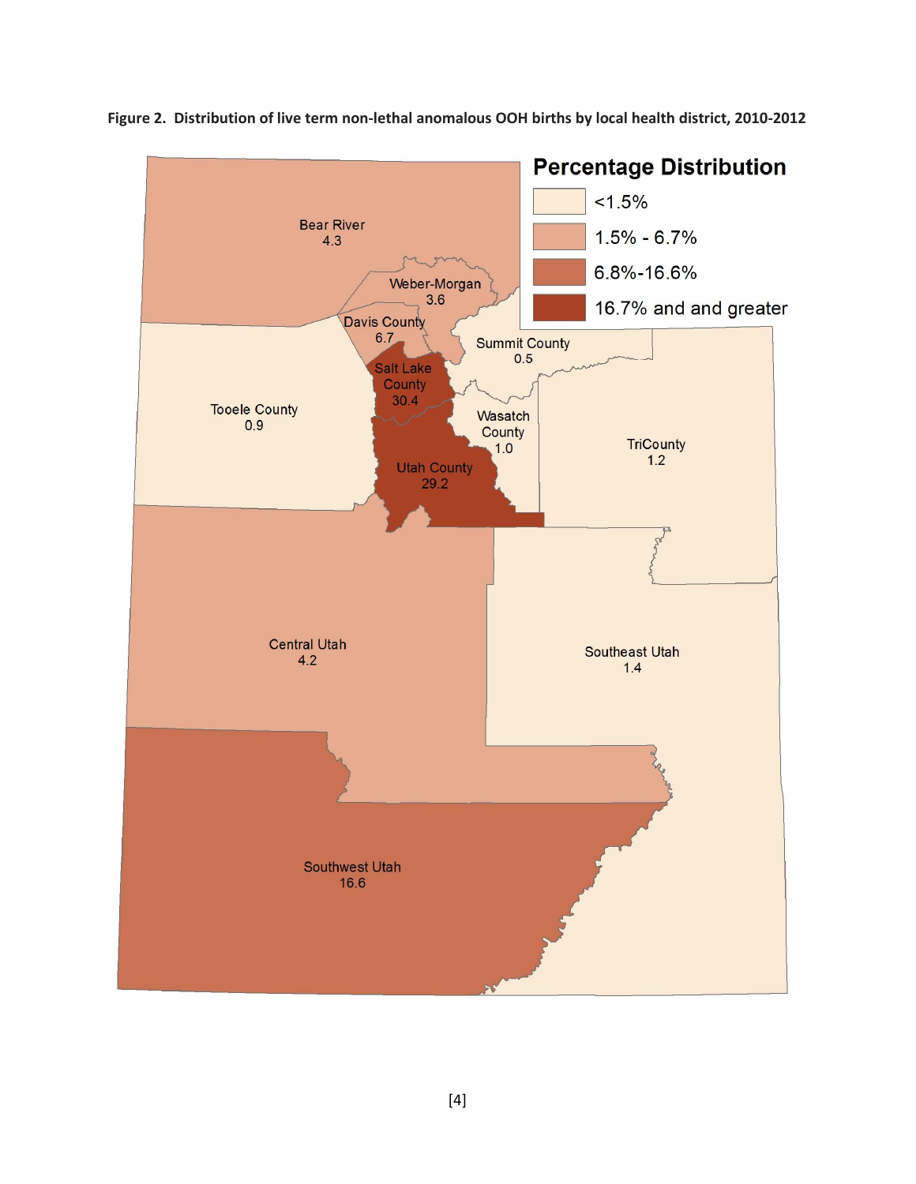**Figure 2. Distribution of live term non-lethal anomalous OOH births by local health district, 2010-2012**

**Percentage Distribution**

- <1.5%
- 1.5% - 6.7%
- 6.8%-16.6%
- 16.7% and and greater

Bear River 4.3

Weber-Morgan 3.6

Davis County 6.7

Summit County 0.5

Salt Lake County 30.4

Tooele County 0.9

Wasatch County 1.0

TriCounty 1.2

Utah County 29.2

Central Utah 4.2

Southeast Utah 1.4

Southwest Utah 16.6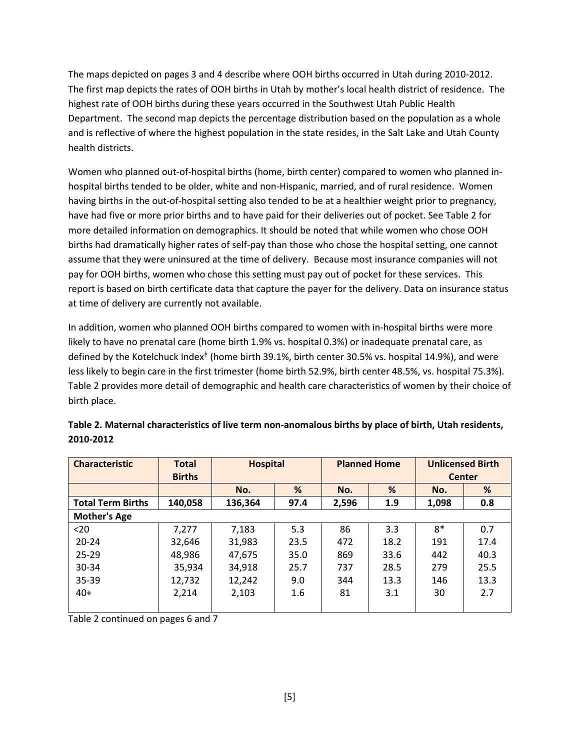The maps depicted on pages 3 and 4 describe where OOH births occurred in Utah during 2010-2012. The first map depicts the rates of OOH births in Utah by mother's local health district of residence. The highest rate of OOH births during these years occurred in the Southwest Utah Public Health Department. The second map depicts the percentage distribution based on the population as a whole and is reflective of where the highest population in the state resides, in the Salt Lake and Utah County health districts.

Women who planned out-of-hospital births (home, birth center) compared to women who planned in-hospital births tended to be older, white and non-Hispanic, married, and of rural residence. Women having births in the out-of-hospital setting also tended to be at a healthier weight prior to pregnancy, have had five or more prior births and to have paid for their deliveries out of pocket. See Table 2 for more detailed information on demographics. It should be noted that while women who chose OOH births had dramatically higher rates of self-pay than those who chose the hospital setting, one cannot assume that they were uninsured at the time of delivery. Because most insurance companies will not pay for OOH births, women who chose this setting must pay out of pocket for these services. This report is based on birth certificate data that capture the payer for the delivery. Data on insurance status at time of delivery are currently not available.

In addition, women who planned OOH births compared to women with in-hospital births were more likely to have no prenatal care (home birth 1.9% vs. hospital 0.3%) or inadequate prenatal care, as defined by the Kotelchuck Index‡ (home birth 39.1%, birth center 30.5% vs. hospital 14.9%), and were less likely to begin care in the first trimester (home birth 52.9%, birth center 48.5%, vs. hospital 75.3%). Table 2 provides more detail of demographic and health care characteristics of women by their choice of birth place.

**Table 2. Maternal characteristics of live term non-anomalous births by place of birth, Utah residents, 2010-2012**

| Characteristic | Total Births | Hospital | | Planned Home | | Unlicensed Birth Center | |
|---|---|---|---|---|---|---|---|
| | | No. | % | No. | % | No. | % |
| **Total Term Births** | **140,058** | **136,364** | **97.4** | **2,596** | **1.9** | **1,098** | **0.8** |
| **Mother's Age** | | | | | | | |
| <20 | 7,277 | 7,183 | 5.3 | 86 | 3.3 | 8* | 0.7 |
| 20-24 | 32,646 | 31,983 | 23.5 | 472 | 18.2 | 191 | 17.4 |
| 25-29 | 48,986 | 47,675 | 35.0 | 869 | 33.6 | 442 | 40.3 |
| 30-34 | 35,934 | 34,918 | 25.7 | 737 | 28.5 | 279 | 25.5 |
| 35-39 | 12,732 | 12,242 | 9.0 | 344 | 13.3 | 146 | 13.3 |
| 40+ | 2,214 | 2,103 | 1.6 | 81 | 3.1 | 30 | 2.7 |

Table 2 continued on pages 6 and 7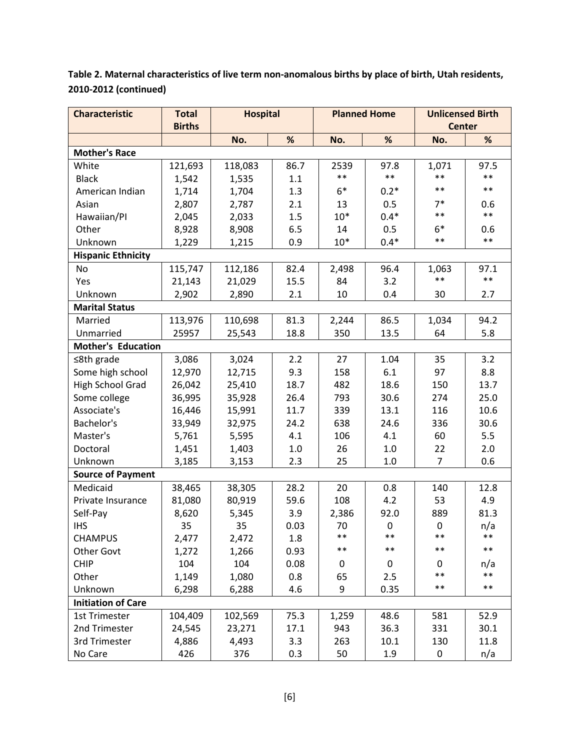**Table 2. Maternal characteristics of live term non-anomalous births by place of birth, Utah residents, 2010-2012 (continued)**

| Characteristic | Total Births | Hospital | | Planned Home | | Unlicensed Birth Center | |
|---|---|---|---|---|---|---|---|
| | | No. | % | No. | % | No. | % |
| **Mother's Race** | | | | | | | |
| White | 121,693 | 118,083 | 86.7 | 2539 | 97.8 | 1,071 | 97.5 |
| Black | 1,542 | 1,535 | 1.1 | ** | ** | ** | ** |
| American Indian | 1,714 | 1,704 | 1.3 | 6* | 0.2* | ** | ** |
| Asian | 2,807 | 2,787 | 2.1 | 13 | 0.5 | 7* | 0.6 |
| Hawaiian/PI | 2,045 | 2,033 | 1.5 | 10* | 0.4* | ** | ** |
| Other | 8,928 | 8,908 | 6.5 | 14 | 0.5 | 6* | 0.6 |
| Unknown | 1,229 | 1,215 | 0.9 | 10* | 0.4* | ** | ** |
| **Hispanic Ethnicity** | | | | | | | |
| No | 115,747 | 112,186 | 82.4 | 2,498 | 96.4 | 1,063 | 97.1 |
| Yes | 21,143 | 21,029 | 15.5 | 84 | 3.2 | ** | ** |
| Unknown | 2,902 | 2,890 | 2.1 | 10 | 0.4 | 30 | 2.7 |
| **Marital Status** | | | | | | | |
| Married | 113,976 | 110,698 | 81.3 | 2,244 | 86.5 | 1,034 | 94.2 |
| Unmarried | 25957 | 25,543 | 18.8 | 350 | 13.5 | 64 | 5.8 |
| **Mother's Education** | | | | | | | |
| ≤8th grade | 3,086 | 3,024 | 2.2 | 27 | 1.04 | 35 | 3.2 |
| Some high school | 12,970 | 12,715 | 9.3 | 158 | 6.1 | 97 | 8.8 |
| High School Grad | 26,042 | 25,410 | 18.7 | 482 | 18.6 | 150 | 13.7 |
| Some college | 36,995 | 35,928 | 26.4 | 793 | 30.6 | 274 | 25.0 |
| Associate's | 16,446 | 15,991 | 11.7 | 339 | 13.1 | 116 | 10.6 |
| Bachelor's | 33,949 | 32,975 | 24.2 | 638 | 24.6 | 336 | 30.6 |
| Master's | 5,761 | 5,595 | 4.1 | 106 | 4.1 | 60 | 5.5 |
| Doctoral | 1,451 | 1,403 | 1.0 | 26 | 1.0 | 22 | 2.0 |
| Unknown | 3,185 | 3,153 | 2.3 | 25 | 1.0 | 7 | 0.6 |
| **Source of Payment** | | | | | | | |
| Medicaid | 38,465 | 38,305 | 28.2 | 20 | 0.8 | 140 | 12.8 |
| Private Insurance | 81,080 | 80,919 | 59.6 | 108 | 4.2 | 53 | 4.9 |
| Self-Pay | 8,620 | 5,345 | 3.9 | 2,386 | 92.0 | 889 | 81.3 |
| IHS | 35 | 35 | 0.03 | 70 | 0 | 0 | n/a |
| CHAMPUS | 2,477 | 2,472 | 1.8 | ** | ** | ** | ** |
| Other Govt | 1,272 | 1,266 | 0.93 | ** | ** | ** | ** |
| CHIP | 104 | 104 | 0.08 | 0 | 0 | 0 | n/a |
| Other | 1,149 | 1,080 | 0.8 | 65 | 2.5 | ** | ** |
| Unknown | 6,298 | 6,288 | 4.6 | 9 | 0.35 | ** | ** |
| **Initiation of Care** | | | | | | | |
| 1st Trimester | 104,409 | 102,569 | 75.3 | 1,259 | 48.6 | 581 | 52.9 |
| 2nd Trimester | 24,545 | 23,271 | 17.1 | 943 | 36.3 | 331 | 30.1 |
| 3rd Trimester | 4,886 | 4,493 | 3.3 | 263 | 10.1 | 130 | 11.8 |
| No Care | 426 | 376 | 0.3 | 50 | 1.9 | 0 | n/a |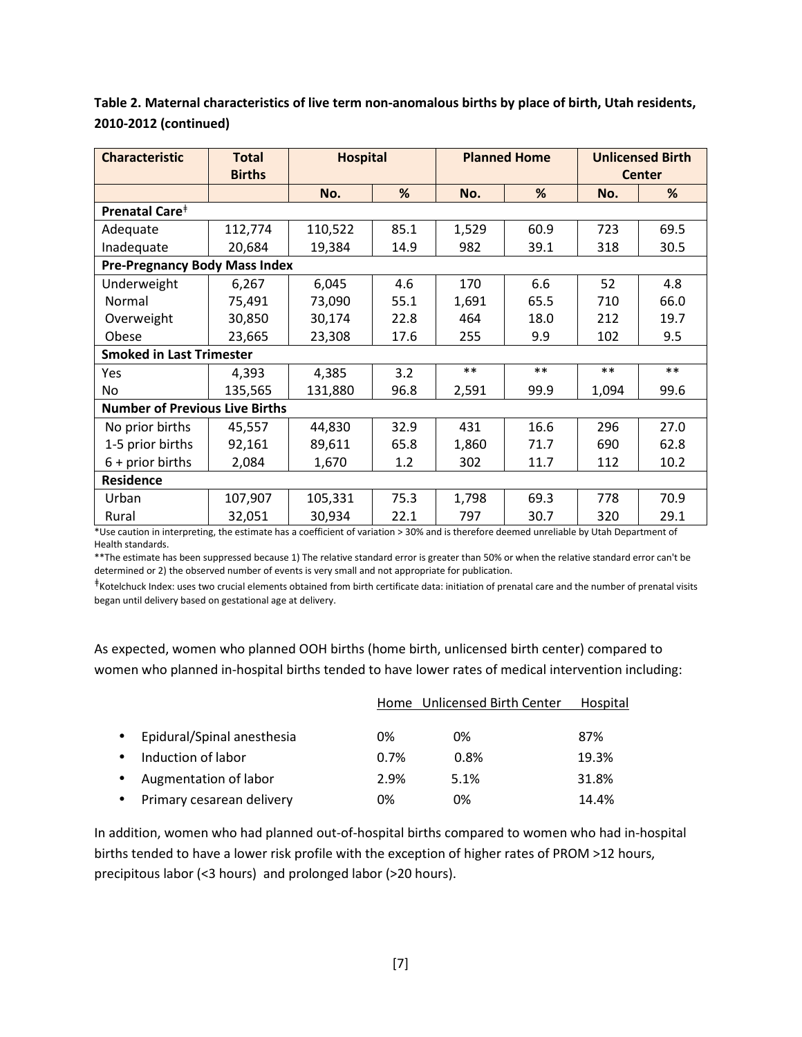**Table 2. Maternal characteristics of live term non-anomalous births by place of birth, Utah residents, 2010-2012 (continued)**

| Characteristic | Total Births | Hospital | | Planned Home | | Unlicensed Birth Center | |
|---|---|---|---|---|---|---|---|
| | | No. | % | No. | % | No. | % |
| **Prenatal Care**‡ | | | | | | | |
| Adequate | 112,774 | 110,522 | 85.1 | 1,529 | 60.9 | 723 | 69.5 |
| Inadequate | 20,684 | 19,384 | 14.9 | 982 | 39.1 | 318 | 30.5 |
| **Pre-Pregnancy Body Mass Index** | | | | | | | |
| Underweight | 6,267 | 6,045 | 4.6 | 170 | 6.6 | 52 | 4.8 |
| Normal | 75,491 | 73,090 | 55.1 | 1,691 | 65.5 | 710 | 66.0 |
| Overweight | 30,850 | 30,174 | 22.8 | 464 | 18.0 | 212 | 19.7 |
| Obese | 23,665 | 23,308 | 17.6 | 255 | 9.9 | 102 | 9.5 |
| **Smoked in Last Trimester** | | | | | | | |
| Yes | 4,393 | 4,385 | 3.2 | ** | ** | ** | ** |
| No | 135,565 | 131,880 | 96.8 | 2,591 | 99.9 | 1,094 | 99.6 |
| **Number of Previous Live Births** | | | | | | | |
| No prior births | 45,557 | 44,830 | 32.9 | 431 | 16.6 | 296 | 27.0 |
| 1-5 prior births | 92,161 | 89,611 | 65.8 | 1,860 | 71.7 | 690 | 62.8 |
| 6 + prior births | 2,084 | 1,670 | 1.2 | 302 | 11.7 | 112 | 10.2 |
| **Residence** | | | | | | | |
| Urban | 107,907 | 105,331 | 75.3 | 1,798 | 69.3 | 778 | 70.9 |
| Rural | 32,051 | 30,934 | 22.1 | 797 | 30.7 | 320 | 29.1 |

*Use caution in interpreting, the estimate has a coefficient of variation > 30% and is therefore deemed unreliable by Utah Department of Health standards.

**The estimate has been suppressed because 1) The relative standard error is greater than 50% or when the relative standard error can't be determined or 2) the observed number of events is very small and not appropriate for publication.

‡Kotelchuck Index: uses two crucial elements obtained from birth certificate data: initiation of prenatal care and the number of prenatal visits began until delivery based on gestational age at delivery.

As expected, women who planned OOH births (home birth, unlicensed birth center) compared to women who planned in-hospital births tended to have lower rates of medical intervention including:

| | Home | Unlicensed Birth Center | Hospital |
|---|---|---|---|
| • Epidural/Spinal anesthesia | 0% | 0% | 87% |
| • Induction of labor | 0.7% | 0.8% | 19.3% |
| • Augmentation of labor | 2.9% | 5.1% | 31.8% |
| • Primary cesarean delivery | 0% | 0% | 14.4% |

In addition, women who had planned out-of-hospital births compared to women who had in-hospital births tended to have a lower risk profile with the exception of higher rates of PROM >12 hours, precipitous labor (<3 hours) and prolonged labor (>20 hours).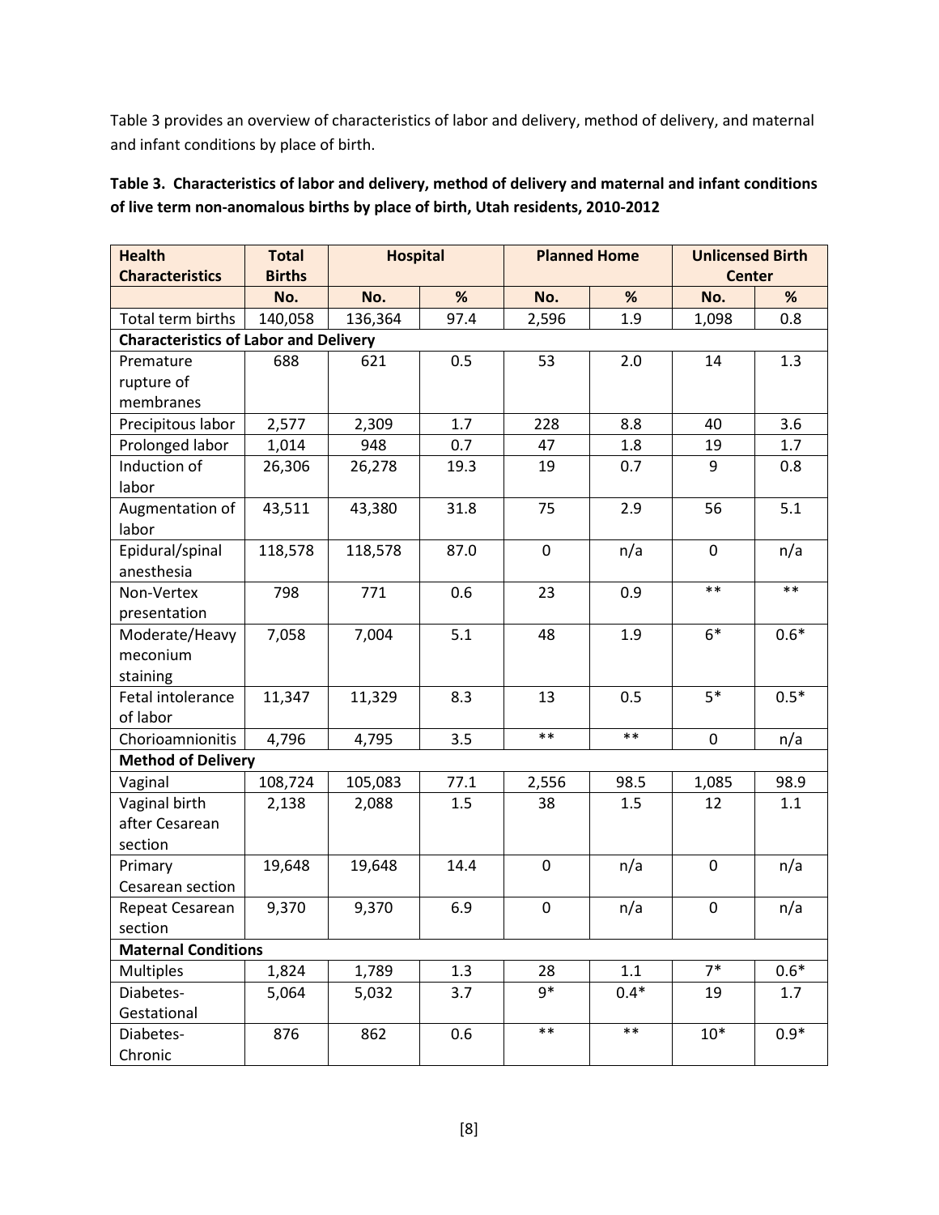Table 3 provides an overview of characteristics of labor and delivery, method of delivery, and maternal and infant conditions by place of birth.

**Table 3. Characteristics of labor and delivery, method of delivery and maternal and infant conditions of live term non-anomalous births by place of birth, Utah residents, 2010-2012**

| Health Characteristics | Total Births | Hospital | | Planned Home | | Unlicensed Birth Center | |
|---|---|---|---|---|---|---|---|
| | No. | No. | % | No. | % | No. | % |
| Total term births | 140,058 | 136,364 | 97.4 | 2,596 | 1.9 | 1,098 | 0.8 |
| **Characteristics of Labor and Delivery** | | | | | | | |
| Premature rupture of membranes | 688 | 621 | 0.5 | 53 | 2.0 | 14 | 1.3 |
| Precipitous labor | 2,577 | 2,309 | 1.7 | 228 | 8.8 | 40 | 3.6 |
| Prolonged labor | 1,014 | 948 | 0.7 | 47 | 1.8 | 19 | 1.7 |
| Induction of labor | 26,306 | 26,278 | 19.3 | 19 | 0.7 | 9 | 0.8 |
| Augmentation of labor | 43,511 | 43,380 | 31.8 | 75 | 2.9 | 56 | 5.1 |
| Epidural/spinal anesthesia | 118,578 | 118,578 | 87.0 | 0 | n/a | 0 | n/a |
| Non-Vertex presentation | 798 | 771 | 0.6 | 23 | 0.9 | ** | ** |
| Moderate/Heavy meconium staining | 7,058 | 7,004 | 5.1 | 48 | 1.9 | 6* | 0.6* |
| Fetal intolerance of labor | 11,347 | 11,329 | 8.3 | 13 | 0.5 | 5* | 0.5* |
| Chorioamnionitis | 4,796 | 4,795 | 3.5 | ** | ** | 0 | n/a |
| **Method of Delivery** | | | | | | | |
| Vaginal | 108,724 | 105,083 | 77.1 | 2,556 | 98.5 | 1,085 | 98.9 |
| Vaginal birth after Cesarean section | 2,138 | 2,088 | 1.5 | 38 | 1.5 | 12 | 1.1 |
| Primary Cesarean section | 19,648 | 19,648 | 14.4 | 0 | n/a | 0 | n/a |
| Repeat Cesarean section | 9,370 | 9,370 | 6.9 | 0 | n/a | 0 | n/a |
| **Maternal Conditions** | | | | | | | |
| Multiples | 1,824 | 1,789 | 1.3 | 28 | 1.1 | 7* | 0.6* |
| Diabetes-Gestational | 5,064 | 5,032 | 3.7 | 9* | 0.4* | 19 | 1.7 |
| Diabetes-Chronic | 876 | 862 | 0.6 | ** | ** | 10* | 0.9* |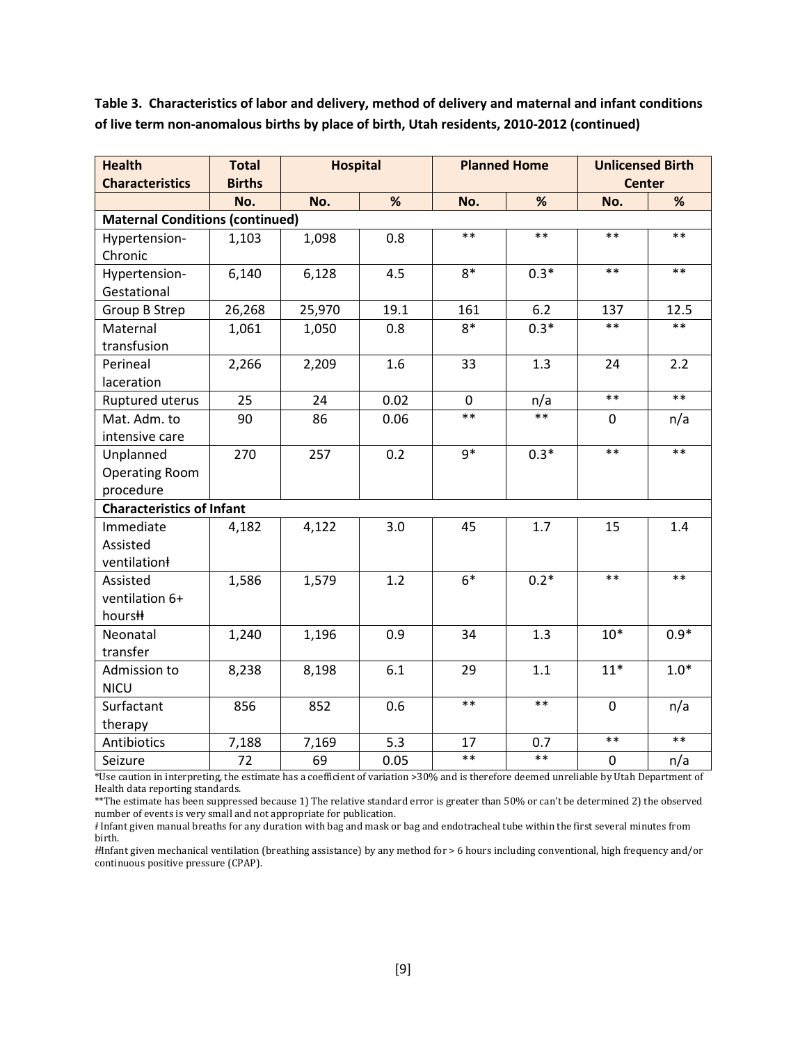**Table 3. Characteristics of labor and delivery, method of delivery and maternal and infant conditions of live term non-anomalous births by place of birth, Utah residents, 2010-2012 (continued)**

| Health Characteristics | Total Births | Hospital | | Planned Home | | Unlicensed Birth Center | |
|---|---|---|---|---|---|---|---|
| | No. | No. | % | No. | % | No. | % |
| **Maternal Conditions (continued)** | | | | | | | |
| Hypertension-Chronic | 1,103 | 1,098 | 0.8 | ** | ** | ** | ** |
| Hypertension-Gestational | 6,140 | 6,128 | 4.5 | 8* | 0.3* | ** | ** |
| Group B Strep | 26,268 | 25,970 | 19.1 | 161 | 6.2 | 137 | 12.5 |
| Maternal transfusion | 1,061 | 1,050 | 0.8 | 8* | 0.3* | ** | ** |
| Perineal laceration | 2,266 | 2,209 | 1.6 | 33 | 1.3 | 24 | 2.2 |
| Ruptured uterus | 25 | 24 | 0.02 | 0 | n/a | ** | ** |
| Mat. Adm. to intensive care | 90 | 86 | 0.06 | ** | ** | 0 | n/a |
| Unplanned Operating Room procedure | 270 | 257 | 0.2 | 9* | 0.3* | ** | ** |
| **Characteristics of Infant** | | | | | | | |
| Immediate Assisted ventilationǂ | 4,182 | 4,122 | 3.0 | 45 | 1.7 | 15 | 1.4 |
| Assisted ventilation 6+ hoursǂǂ | 1,586 | 1,579 | 1.2 | 6* | 0.2* | ** | ** |
| Neonatal transfer | 1,240 | 1,196 | 0.9 | 34 | 1.3 | 10* | 0.9* |
| Admission to NICU | 8,238 | 8,198 | 6.1 | 29 | 1.1 | 11* | 1.0* |
| Surfactant therapy | 856 | 852 | 0.6 | ** | ** | 0 | n/a |
| Antibiotics | 7,188 | 7,169 | 5.3 | 17 | 0.7 | ** | ** |
| Seizure | 72 | 69 | 0.05 | ** | ** | 0 | n/a |

*Use caution in interpreting, the estimate has a coefficient of variation >30% and is therefore deemed unreliable by Utah Department of Health data reporting standards.

**The estimate has been suppressed because 1) The relative standard error is greater than 50% or can't be determined 2) the observed number of events is very small and not appropriate for publication.

ǂ Infant given manual breaths for any duration with bag and mask or bag and endotracheal tube within the first several minutes from birth.

ǂǂInfant given mechanical ventilation (breathing assistance) by any method for > 6 hours including conventional, high frequency and/or continuous positive pressure (CPAP).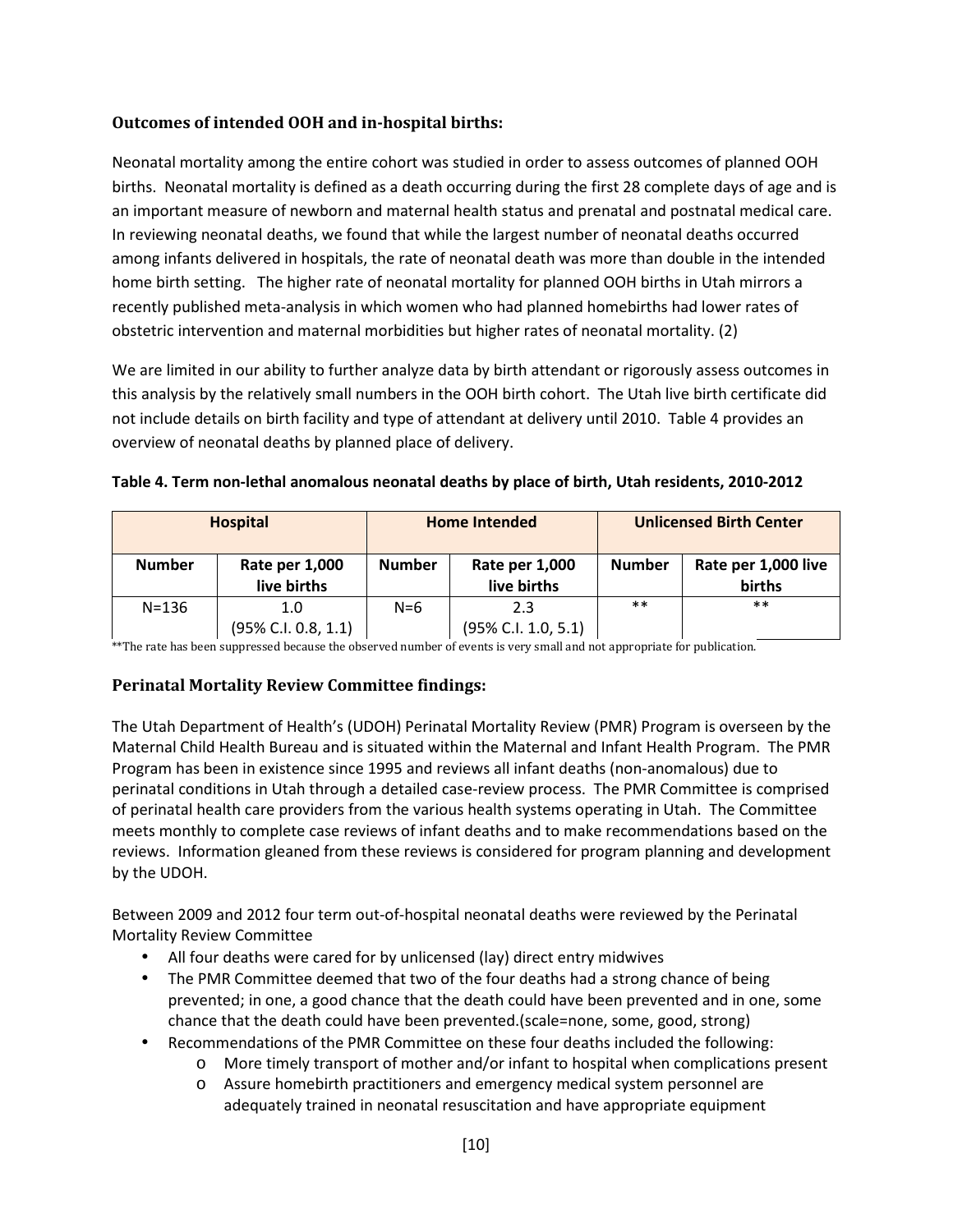### Outcomes of intended OOH and in-hospital births:

Neonatal mortality among the entire cohort was studied in order to assess outcomes of planned OOH births. Neonatal mortality is defined as a death occurring during the first 28 complete days of age and is an important measure of newborn and maternal health status and prenatal and postnatal medical care. In reviewing neonatal deaths, we found that while the largest number of neonatal deaths occurred among infants delivered in hospitals, the rate of neonatal death was more than double in the intended home birth setting. The higher rate of neonatal mortality for planned OOH births in Utah mirrors a recently published meta-analysis in which women who had planned homebirths had lower rates of obstetric intervention and maternal morbidities but higher rates of neonatal mortality. (2)

We are limited in our ability to further analyze data by birth attendant or rigorously assess outcomes in this analysis by the relatively small numbers in the OOH birth cohort. The Utah live birth certificate did not include details on birth facility and type of attendant at delivery until 2010. Table 4 provides an overview of neonatal deaths by planned place of delivery.

**Table 4. Term non-lethal anomalous neonatal deaths by place of birth, Utah residents, 2010-2012**

| Hospital | | Home Intended | | Unlicensed Birth Center | |
|---|---|---|---|---|---|
| **Number** | **Rate per 1,000 live births** | **Number** | **Rate per 1,000 live births** | **Number** | **Rate per 1,000 live births** |
| N=136 | 1.0 (95% C.I. 0.8, 1.1) | N=6 | 2.3 (95% C.I. 1.0, 5.1) | ** | ** |

**The rate has been suppressed because the observed number of events is very small and not appropriate for publication.

### Perinatal Mortality Review Committee findings:

The Utah Department of Health's (UDOH) Perinatal Mortality Review (PMR) Program is overseen by the Maternal Child Health Bureau and is situated within the Maternal and Infant Health Program. The PMR Program has been in existence since 1995 and reviews all infant deaths (non-anomalous) due to perinatal conditions in Utah through a detailed case-review process. The PMR Committee is comprised of perinatal health care providers from the various health systems operating in Utah. The Committee meets monthly to complete case reviews of infant deaths and to make recommendations based on the reviews. Information gleaned from these reviews is considered for program planning and development by the UDOH.

Between 2009 and 2012 four term out-of-hospital neonatal deaths were reviewed by the Perinatal Mortality Review Committee

- All four deaths were cared for by unlicensed (lay) direct entry midwives
- The PMR Committee deemed that two of the four deaths had a strong chance of being prevented; in one, a good chance that the death could have been prevented and in one, some chance that the death could have been prevented.(scale=none, some, good, strong)
- Recommendations of the PMR Committee on these four deaths included the following:
  - More timely transport of mother and/or infant to hospital when complications present
  - Assure homebirth practitioners and emergency medical system personnel are adequately trained in neonatal resuscitation and have appropriate equipment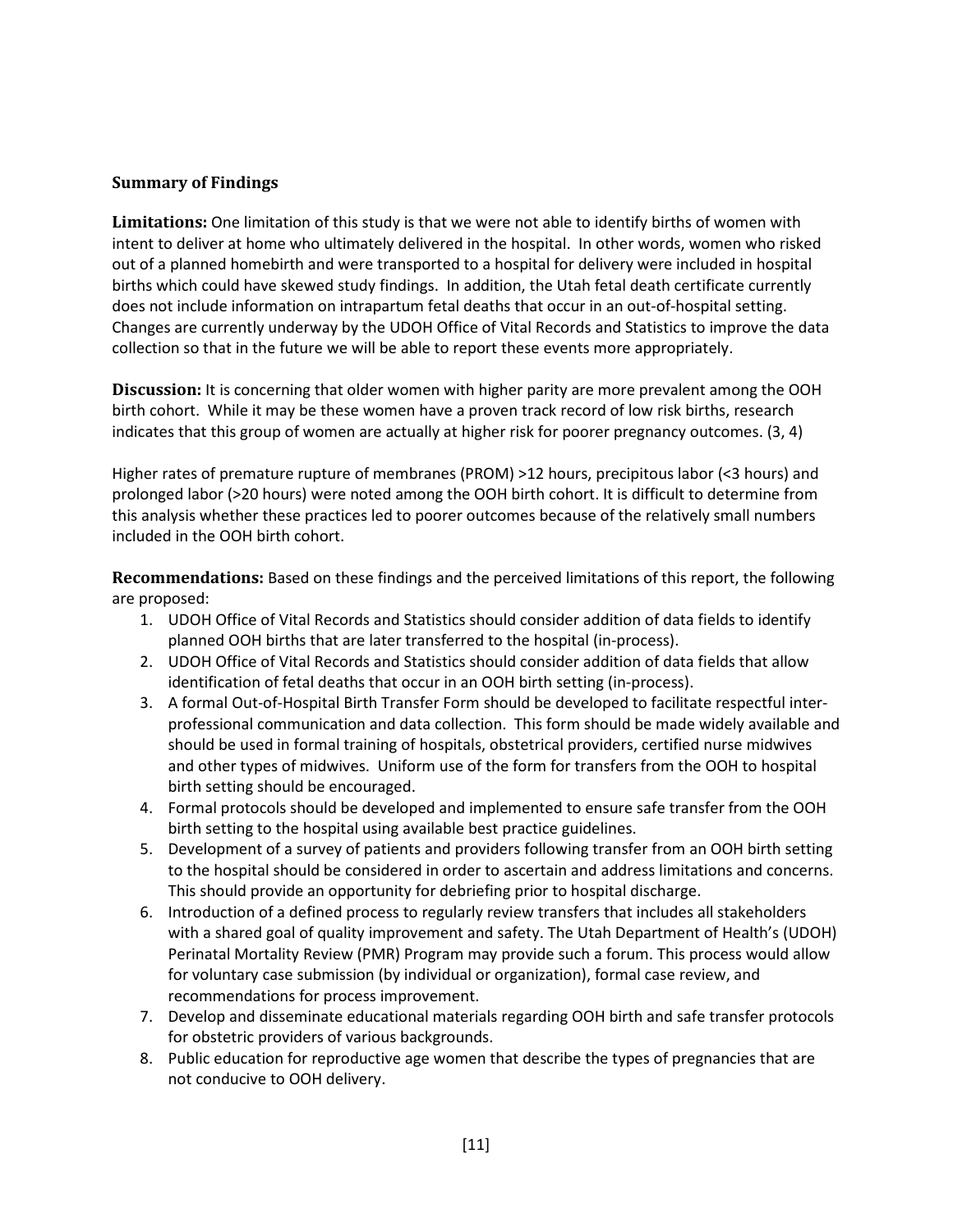## Summary of Findings

**Limitations:** One limitation of this study is that we were not able to identify births of women with intent to deliver at home who ultimately delivered in the hospital. In other words, women who risked out of a planned homebirth and were transported to a hospital for delivery were included in hospital births which could have skewed study findings. In addition, the Utah fetal death certificate currently does not include information on intrapartum fetal deaths that occur in an out-of-hospital setting. Changes are currently underway by the UDOH Office of Vital Records and Statistics to improve the data collection so that in the future we will be able to report these events more appropriately.

**Discussion:** It is concerning that older women with higher parity are more prevalent among the OOH birth cohort. While it may be these women have a proven track record of low risk births, research indicates that this group of women are actually at higher risk for poorer pregnancy outcomes. (3, 4)

Higher rates of premature rupture of membranes (PROM) >12 hours, precipitous labor (<3 hours) and prolonged labor (>20 hours) were noted among the OOH birth cohort. It is difficult to determine from this analysis whether these practices led to poorer outcomes because of the relatively small numbers included in the OOH birth cohort.

**Recommendations:** Based on these findings and the perceived limitations of this report, the following are proposed:

1. UDOH Office of Vital Records and Statistics should consider addition of data fields to identify planned OOH births that are later transferred to the hospital (in-process).
2. UDOH Office of Vital Records and Statistics should consider addition of data fields that allow identification of fetal deaths that occur in an OOH birth setting (in-process).
3. A formal Out-of-Hospital Birth Transfer Form should be developed to facilitate respectful inter-professional communication and data collection. This form should be made widely available and should be used in formal training of hospitals, obstetrical providers, certified nurse midwives and other types of midwives. Uniform use of the form for transfers from the OOH to hospital birth setting should be encouraged.
4. Formal protocols should be developed and implemented to ensure safe transfer from the OOH birth setting to the hospital using available best practice guidelines.
5. Development of a survey of patients and providers following transfer from an OOH birth setting to the hospital should be considered in order to ascertain and address limitations and concerns. This should provide an opportunity for debriefing prior to hospital discharge.
6. Introduction of a defined process to regularly review transfers that includes all stakeholders with a shared goal of quality improvement and safety. The Utah Department of Health's (UDOH) Perinatal Mortality Review (PMR) Program may provide such a forum. This process would allow for voluntary case submission (by individual or organization), formal case review, and recommendations for process improvement.
7. Develop and disseminate educational materials regarding OOH birth and safe transfer protocols for obstetric providers of various backgrounds.
8. Public education for reproductive age women that describe the types of pregnancies that are not conducive to OOH delivery.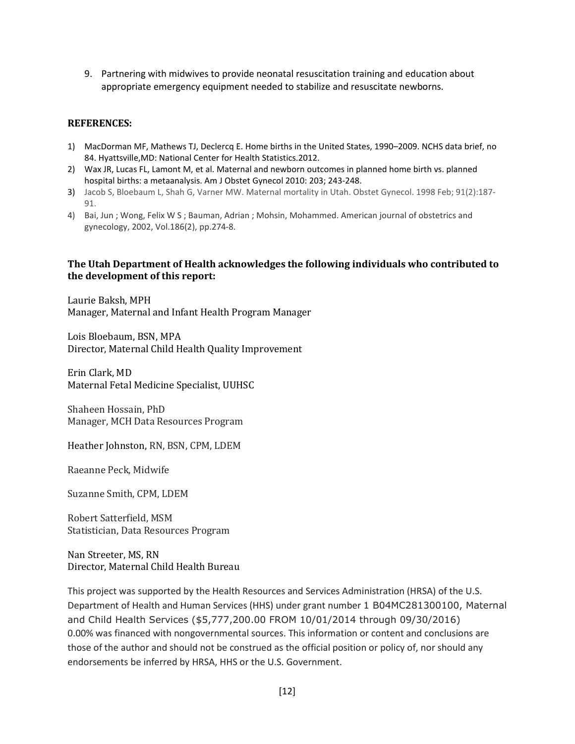9. Partnering with midwives to provide neonatal resuscitation training and education about appropriate emergency equipment needed to stabilize and resuscitate newborns.

**REFERENCES:**

1) MacDorman MF, Mathews TJ, Declercq E. Home births in the United States, 1990–2009. NCHS data brief, no 84. Hyattsville,MD: National Center for Health Statistics.2012.
2) Wax JR, Lucas FL, Lamont M, et al. Maternal and newborn outcomes in planned home birth vs. planned hospital births: a metaanalysis. Am J Obstet Gynecol 2010: 203; 243-248.
3) Jacob S, Bloebaum L, Shah G, Varner MW. Maternal mortality in Utah. Obstet Gynecol. 1998 Feb; 91(2):187-91.
4) Bai, Jun ; Wong, Felix W S ; Bauman, Adrian ; Mohsin, Mohammed. American journal of obstetrics and gynecology, 2002, Vol.186(2), pp.274-8.

**The Utah Department of Health acknowledges the following individuals who contributed to the development of this report:**

Laurie Baksh, MPH
Manager, Maternal and Infant Health Program Manager

Lois Bloebaum, BSN, MPA
Director, Maternal Child Health Quality Improvement

Erin Clark, MD
Maternal Fetal Medicine Specialist, UUHSC

Shaheen Hossain, PhD
Manager, MCH Data Resources Program

Heather Johnston, RN, BSN, CPM, LDEM

Raeanne Peck, Midwife

Suzanne Smith, CPM, LDEM

Robert Satterfield, MSM
Statistician, Data Resources Program

Nan Streeter, MS, RN
Director, Maternal Child Health Bureau

This project was supported by the Health Resources and Services Administration (HRSA) of the U.S. Department of Health and Human Services (HHS) under grant number 1 B04MC281300100, Maternal and Child Health Services ($5,777,200.00 FROM 10/01/2014 through 09/30/2016) 0.00% was financed with nongovernmental sources. This information or content and conclusions are those of the author and should not be construed as the official position or policy of, nor should any endorsements be inferred by HRSA, HHS or the U.S. Government.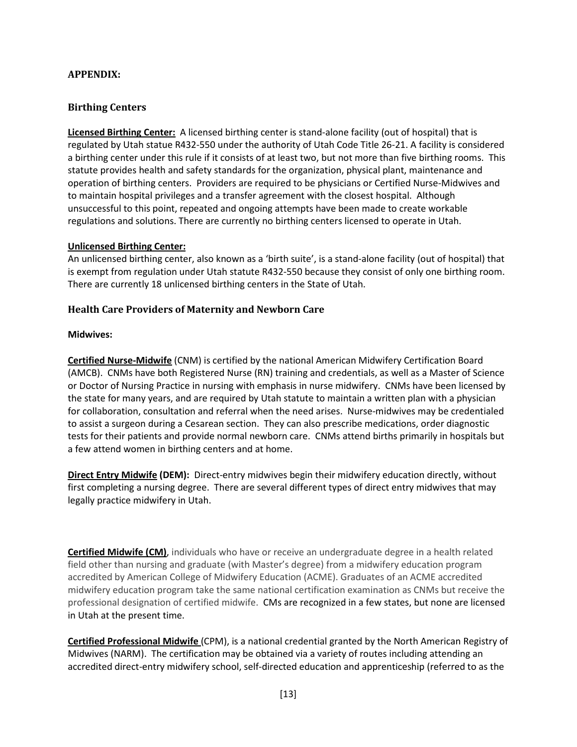## APPENDIX:

### Birthing Centers

**Licensed Birthing Center:** A licensed birthing center is stand-alone facility (out of hospital) that is regulated by Utah statue R432-550 under the authority of Utah Code Title 26-21. A facility is considered a birthing center under this rule if it consists of at least two, but not more than five birthing rooms. This statute provides health and safety standards for the organization, physical plant, maintenance and operation of birthing centers. Providers are required to be physicians or Certified Nurse-Midwives and to maintain hospital privileges and a transfer agreement with the closest hospital. Although unsuccessful to this point, repeated and ongoing attempts have been made to create workable regulations and solutions. There are currently no birthing centers licensed to operate in Utah.

**Unlicensed Birthing Center:**
An unlicensed birthing center, also known as a 'birth suite', is a stand-alone facility (out of hospital) that is exempt from regulation under Utah statute R432-550 because they consist of only one birthing room. There are currently 18 unlicensed birthing centers in the State of Utah.

### Health Care Providers of Maternity and Newborn Care

**Midwives:**

**Certified Nurse-Midwife** (CNM) is certified by the national American Midwifery Certification Board (AMCB). CNMs have both Registered Nurse (RN) training and credentials, as well as a Master of Science or Doctor of Nursing Practice in nursing with emphasis in nurse midwifery. CNMs have been licensed by the state for many years, and are required by Utah statute to maintain a written plan with a physician for collaboration, consultation and referral when the need arises. Nurse-midwives may be credentialed to assist a surgeon during a Cesarean section. They can also prescribe medications, order diagnostic tests for their patients and provide normal newborn care. CNMs attend births primarily in hospitals but a few attend women in birthing centers and at home.

**Direct Entry Midwife (DEM):** Direct-entry midwives begin their midwifery education directly, without first completing a nursing degree. There are several different types of direct entry midwives that may legally practice midwifery in Utah.

**Certified Midwife (CM)**, individuals who have or receive an undergraduate degree in a health related field other than nursing and graduate (with Master's degree) from a midwifery education program accredited by American College of Midwifery Education (ACME). Graduates of an ACME accredited midwifery education program take the same national certification examination as CNMs but receive the professional designation of certified midwife. CMs are recognized in a few states, but none are licensed in Utah at the present time.

**Certified Professional Midwife** (CPM), is a national credential granted by the North American Registry of Midwives (NARM). The certification may be obtained via a variety of routes including attending an accredited direct-entry midwifery school, self-directed education and apprenticeship (referred to as the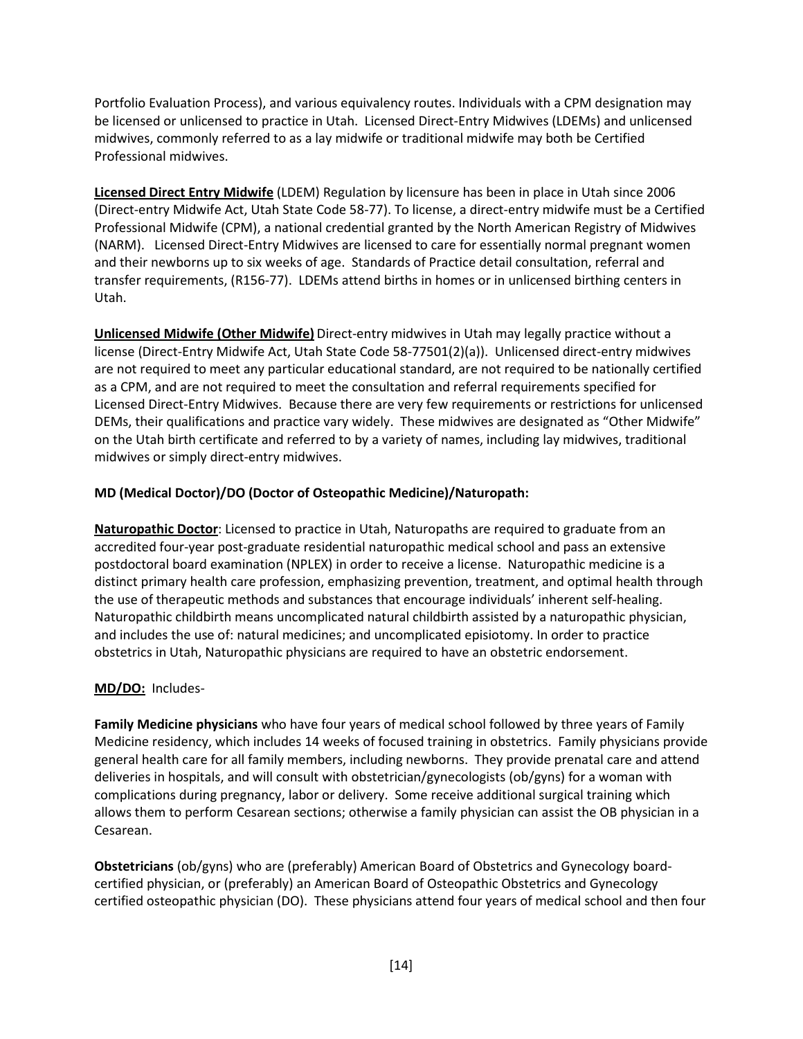Portfolio Evaluation Process), and various equivalency routes. Individuals with a CPM designation may be licensed or unlicensed to practice in Utah. Licensed Direct-Entry Midwives (LDEMs) and unlicensed midwives, commonly referred to as a lay midwife or traditional midwife may both be Certified Professional midwives.

**Licensed Direct Entry Midwife** (LDEM) Regulation by licensure has been in place in Utah since 2006 (Direct-entry Midwife Act, Utah State Code 58-77). To license, a direct-entry midwife must be a Certified Professional Midwife (CPM), a national credential granted by the North American Registry of Midwives (NARM). Licensed Direct-Entry Midwives are licensed to care for essentially normal pregnant women and their newborns up to six weeks of age. Standards of Practice detail consultation, referral and transfer requirements, (R156-77). LDEMs attend births in homes or in unlicensed birthing centers in Utah.

**Unlicensed Midwife (Other Midwife)** Direct-entry midwives in Utah may legally practice without a license (Direct-Entry Midwife Act, Utah State Code 58-77501(2)(a)). Unlicensed direct-entry midwives are not required to meet any particular educational standard, are not required to be nationally certified as a CPM, and are not required to meet the consultation and referral requirements specified for Licensed Direct-Entry Midwives. Because there are very few requirements or restrictions for unlicensed DEMs, their qualifications and practice vary widely. These midwives are designated as "Other Midwife" on the Utah birth certificate and referred to by a variety of names, including lay midwives, traditional midwives or simply direct-entry midwives.

**MD (Medical Doctor)/DO (Doctor of Osteopathic Medicine)/Naturopath:**

**Naturopathic Doctor**: Licensed to practice in Utah, Naturopaths are required to graduate from an accredited four-year post-graduate residential naturopathic medical school and pass an extensive postdoctoral board examination (NPLEX) in order to receive a license. Naturopathic medicine is a distinct primary health care profession, emphasizing prevention, treatment, and optimal health through the use of therapeutic methods and substances that encourage individuals' inherent self-healing. Naturopathic childbirth means uncomplicated natural childbirth assisted by a naturopathic physician, and includes the use of: natural medicines; and uncomplicated episiotomy. In order to practice obstetrics in Utah, Naturopathic physicians are required to have an obstetric endorsement.

**MD/DO:** Includes-

**Family Medicine physicians** who have four years of medical school followed by three years of Family Medicine residency, which includes 14 weeks of focused training in obstetrics. Family physicians provide general health care for all family members, including newborns. They provide prenatal care and attend deliveries in hospitals, and will consult with obstetrician/gynecologists (ob/gyns) for a woman with complications during pregnancy, labor or delivery. Some receive additional surgical training which allows them to perform Cesarean sections; otherwise a family physician can assist the OB physician in a Cesarean.

**Obstetricians** (ob/gyns) who are (preferably) American Board of Obstetrics and Gynecology board-certified physician, or (preferably) an American Board of Osteopathic Obstetrics and Gynecology certified osteopathic physician (DO). These physicians attend four years of medical school and then four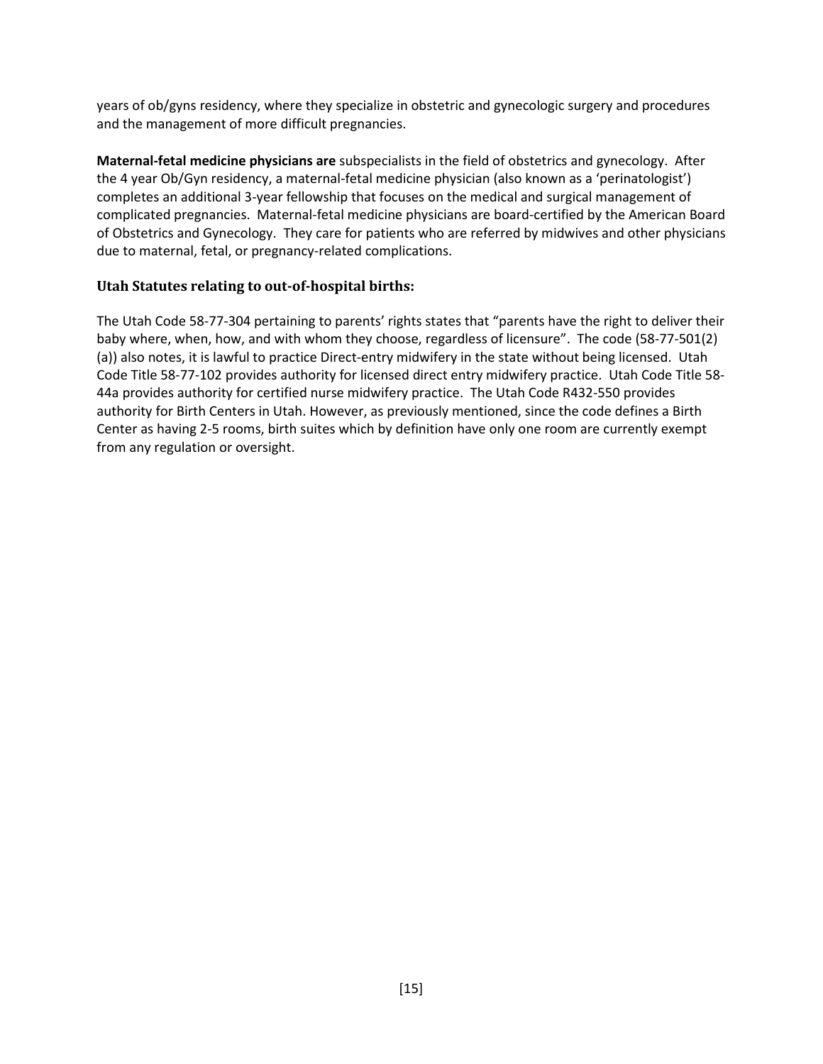years of ob/gyns residency, where they specialize in obstetric and gynecologic surgery and procedures and the management of more difficult pregnancies.

**Maternal-fetal medicine physicians are** subspecialists in the field of obstetrics and gynecology. After the 4 year Ob/Gyn residency, a maternal-fetal medicine physician (also known as a 'perinatologist') completes an additional 3-year fellowship that focuses on the medical and surgical management of complicated pregnancies. Maternal-fetal medicine physicians are board-certified by the American Board of Obstetrics and Gynecology. They care for patients who are referred by midwives and other physicians due to maternal, fetal, or pregnancy-related complications.

### Utah Statutes relating to out-of-hospital births:

The Utah Code 58-77-304 pertaining to parents' rights states that "parents have the right to deliver their baby where, when, how, and with whom they choose, regardless of licensure". The code (58-77-501(2)(a)) also notes, it is lawful to practice Direct-entry midwifery in the state without being licensed. Utah Code Title 58-77-102 provides authority for licensed direct entry midwifery practice. Utah Code Title 58-44a provides authority for certified nurse midwifery practice. The Utah Code R432-550 provides authority for Birth Centers in Utah. However, as previously mentioned, since the code defines a Birth Center as having 2-5 rooms, birth suites which by definition have only one room are currently exempt from any regulation or oversight.